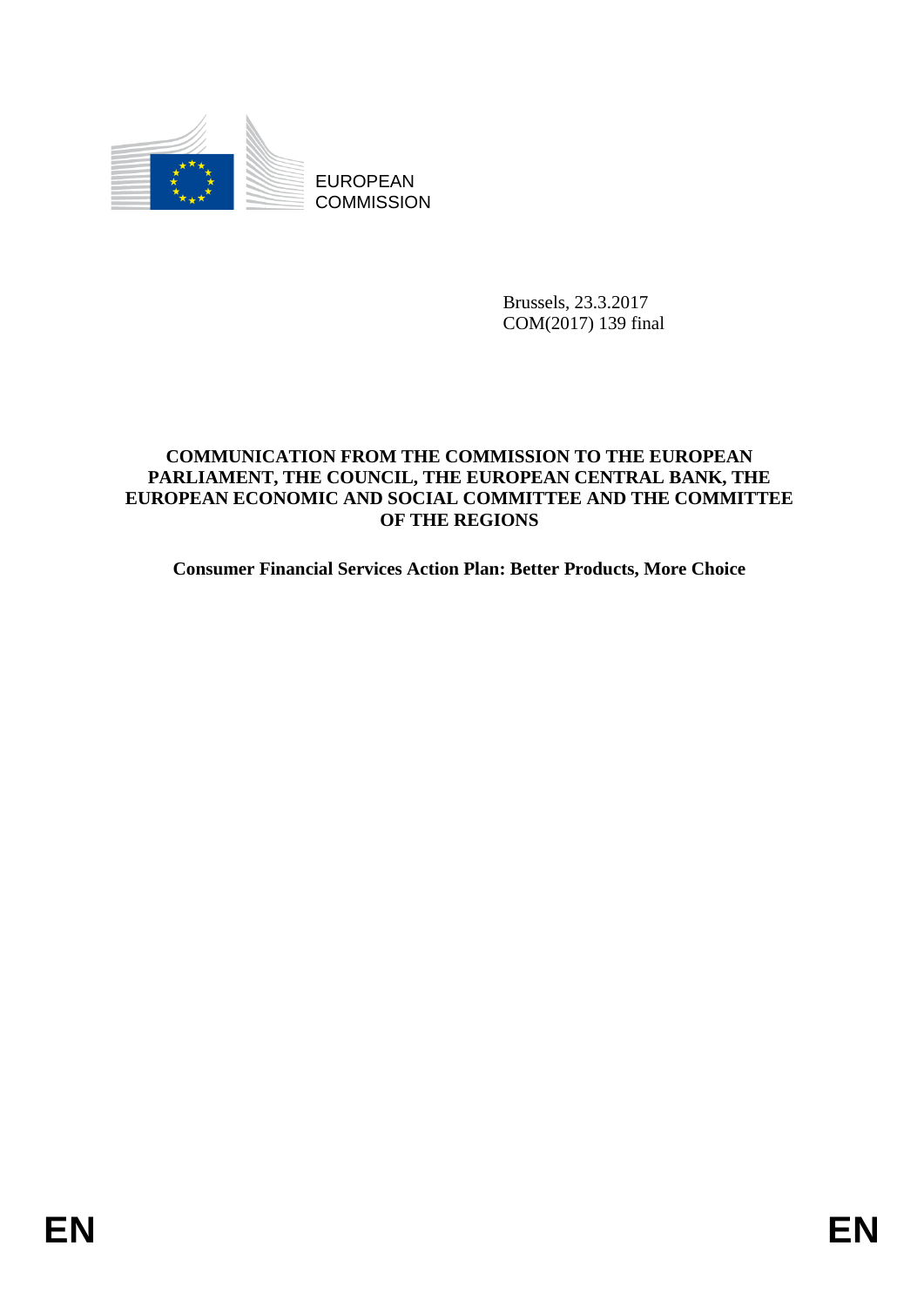EUROPEAN COMMISSION

Brussels, 23.3.2017
COM(2017) 139 final

**COMMUNICATION FROM THE COMMISSION TO THE EUROPEAN PARLIAMENT, THE COUNCIL, THE EUROPEAN CENTRAL BANK, THE EUROPEAN ECONOMIC AND SOCIAL COMMITTEE AND THE COMMITTEE OF THE REGIONS**

**Consumer Financial Services Action Plan: Better Products, More Choice**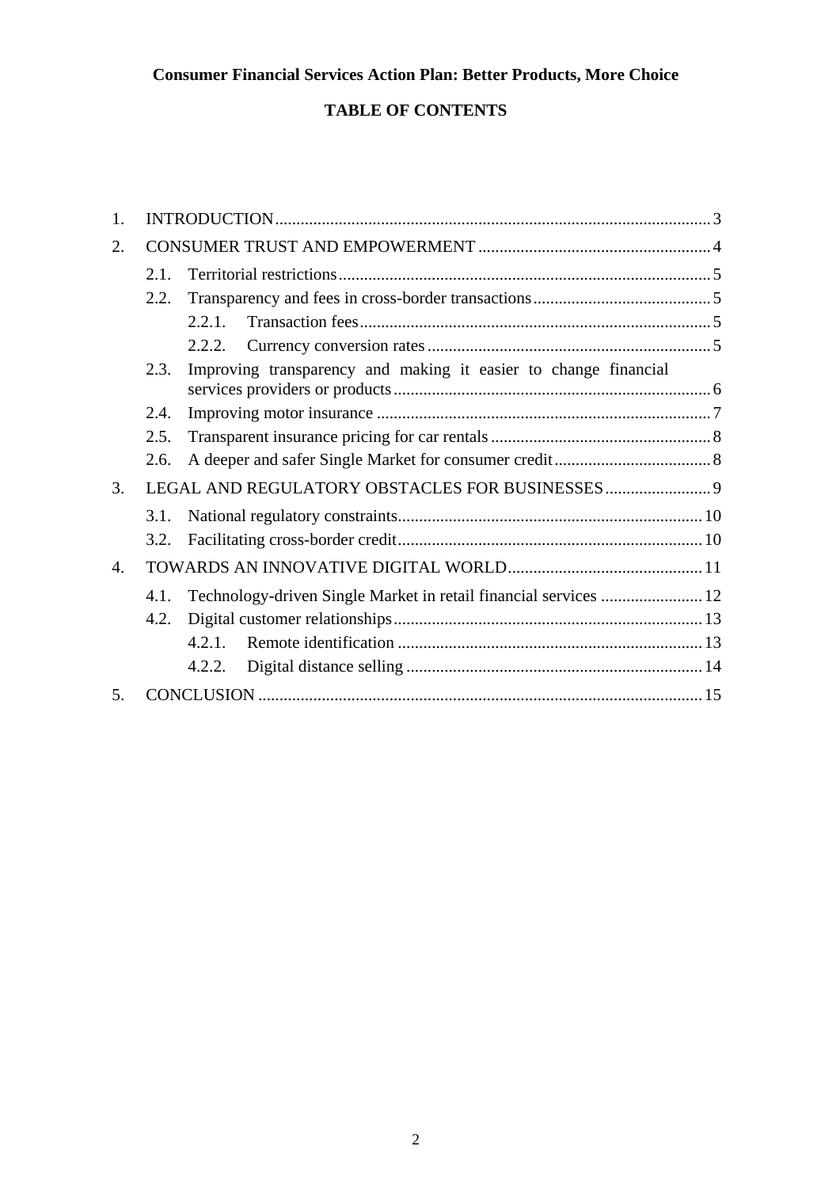**Consumer Financial Services Action Plan: Better Products, More Choice**

**TABLE OF CONTENTS**

1. INTRODUCTION ..... 3
2. CONSUMER TRUST AND EMPOWERMENT ..... 4
   - 2.1. Territorial restrictions ..... 5
   - 2.2. Transparency and fees in cross-border transactions ..... 5
     - 2.2.1. Transaction fees ..... 5
     - 2.2.2. Currency conversion rates ..... 5
   - 2.3. Improving transparency and making it easier to change financial services providers or products ..... 6
   - 2.4. Improving motor insurance ..... 7
   - 2.5. Transparent insurance pricing for car rentals ..... 8
   - 2.6. A deeper and safer Single Market for consumer credit ..... 8
3. LEGAL AND REGULATORY OBSTACLES FOR BUSINESSES ..... 9
   - 3.1. National regulatory constraints ..... 10
   - 3.2. Facilitating cross-border credit ..... 10
4. TOWARDS AN INNOVATIVE DIGITAL WORLD ..... 11
   - 4.1. Technology-driven Single Market in retail financial services ..... 12
   - 4.2. Digital customer relationships ..... 13
     - 4.2.1. Remote identification ..... 13
     - 4.2.2. Digital distance selling ..... 14
5. CONCLUSION ..... 15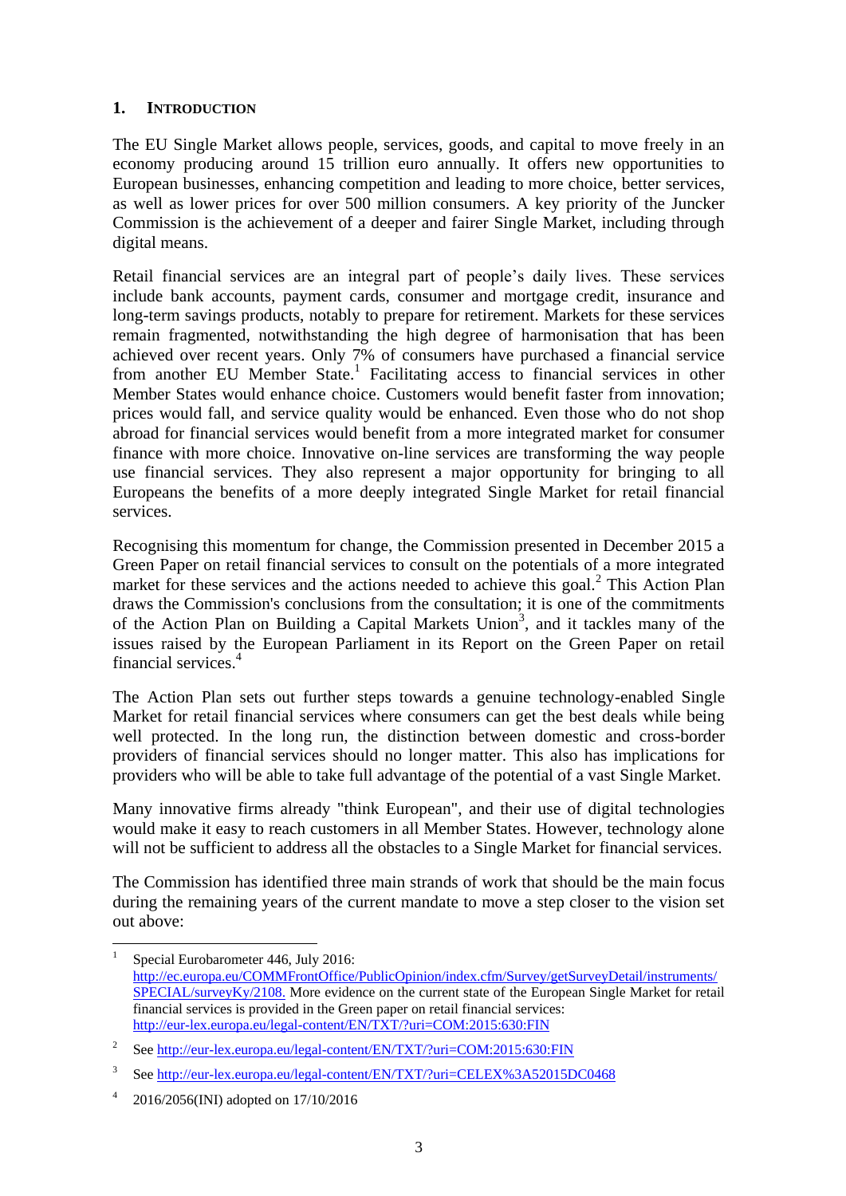## 1. INTRODUCTION

The EU Single Market allows people, services, goods, and capital to move freely in an economy producing around 15 trillion euro annually. It offers new opportunities to European businesses, enhancing competition and leading to more choice, better services, as well as lower prices for over 500 million consumers. A key priority of the Juncker Commission is the achievement of a deeper and fairer Single Market, including through digital means.

Retail financial services are an integral part of people's daily lives. These services include bank accounts, payment cards, consumer and mortgage credit, insurance and long-term savings products, notably to prepare for retirement. Markets for these services remain fragmented, notwithstanding the high degree of harmonisation that has been achieved over recent years. Only 7% of consumers have purchased a financial service from another EU Member State.[1] Facilitating access to financial services in other Member States would enhance choice. Customers would benefit faster from innovation; prices would fall, and service quality would be enhanced. Even those who do not shop abroad for financial services would benefit from a more integrated market for consumer finance with more choice. Innovative on-line services are transforming the way people use financial services. They also represent a major opportunity for bringing to all Europeans the benefits of a more deeply integrated Single Market for retail financial services.

Recognising this momentum for change, the Commission presented in December 2015 a Green Paper on retail financial services to consult on the potentials of a more integrated market for these services and the actions needed to achieve this goal.[2] This Action Plan draws the Commission's conclusions from the consultation; it is one of the commitments of the Action Plan on Building a Capital Markets Union[3], and it tackles many of the issues raised by the European Parliament in its Report on the Green Paper on retail financial services.[4]

The Action Plan sets out further steps towards a genuine technology-enabled Single Market for retail financial services where consumers can get the best deals while being well protected. In the long run, the distinction between domestic and cross-border providers of financial services should no longer matter. This also has implications for providers who will be able to take full advantage of the potential of a vast Single Market.

Many innovative firms already "think European", and their use of digital technologies would make it easy to reach customers in all Member States. However, technology alone will not be sufficient to address all the obstacles to a Single Market for financial services.

The Commission has identified three main strands of work that should be the main focus during the remaining years of the current mandate to move a step closer to the vision set out above:

---

[1] Special Eurobarometer 446, July 2016: http://ec.europa.eu/COMMFrontOffice/PublicOpinion/index.cfm/Survey/getSurveyDetail/instruments/SPECIAL/surveyKy/2108. More evidence on the current state of the European Single Market for retail financial services is provided in the Green paper on retail financial services: http://eur-lex.europa.eu/legal-content/EN/TXT/?uri=COM:2015:630:FIN

[2] See http://eur-lex.europa.eu/legal-content/EN/TXT/?uri=COM:2015:630:FIN

[3] See http://eur-lex.europa.eu/legal-content/EN/TXT/?uri=CELEX%3A52015DC0468

[4] 2016/2056(INI) adopted on 17/10/2016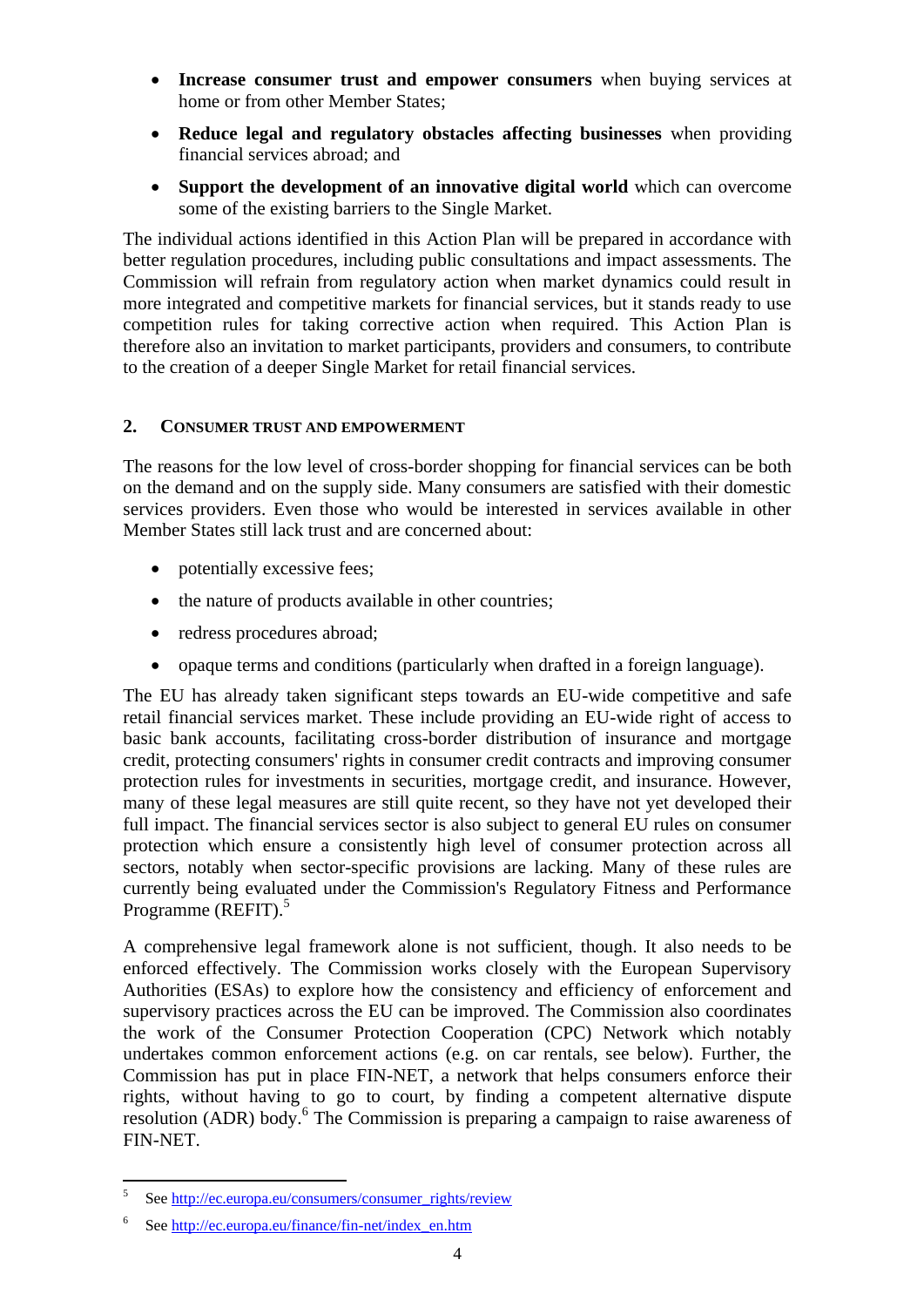- **Increase consumer trust and empower consumers** when buying services at home or from other Member States;
- **Reduce legal and regulatory obstacles affecting businesses** when providing financial services abroad; and
- **Support the development of an innovative digital world** which can overcome some of the existing barriers to the Single Market.

The individual actions identified in this Action Plan will be prepared in accordance with better regulation procedures, including public consultations and impact assessments. The Commission will refrain from regulatory action when market dynamics could result in more integrated and competitive markets for financial services, but it stands ready to use competition rules for taking corrective action when required. This Action Plan is therefore also an invitation to market participants, providers and consumers, to contribute to the creation of a deeper Single Market for retail financial services.

## 2. CONSUMER TRUST AND EMPOWERMENT

The reasons for the low level of cross-border shopping for financial services can be both on the demand and on the supply side. Many consumers are satisfied with their domestic services providers. Even those who would be interested in services available in other Member States still lack trust and are concerned about:

- potentially excessive fees;
- the nature of products available in other countries;
- redress procedures abroad;
- opaque terms and conditions (particularly when drafted in a foreign language).

The EU has already taken significant steps towards an EU-wide competitive and safe retail financial services market. These include providing an EU-wide right of access to basic bank accounts, facilitating cross-border distribution of insurance and mortgage credit, protecting consumers' rights in consumer credit contracts and improving consumer protection rules for investments in securities, mortgage credit, and insurance. However, many of these legal measures are still quite recent, so they have not yet developed their full impact. The financial services sector is also subject to general EU rules on consumer protection which ensure a consistently high level of consumer protection across all sectors, notably when sector-specific provisions are lacking. Many of these rules are currently being evaluated under the Commission's Regulatory Fitness and Performance Programme (REFIT).[5]

A comprehensive legal framework alone is not sufficient, though. It also needs to be enforced effectively. The Commission works closely with the European Supervisory Authorities (ESAs) to explore how the consistency and efficiency of enforcement and supervisory practices across the EU can be improved. The Commission also coordinates the work of the Consumer Protection Cooperation (CPC) Network which notably undertakes common enforcement actions (e.g. on car rentals, see below). Further, the Commission has put in place FIN-NET, a network that helps consumers enforce their rights, without having to go to court, by finding a competent alternative dispute resolution (ADR) body.[6] The Commission is preparing a campaign to raise awareness of FIN-NET.

---

[5] See http://ec.europa.eu/consumers/consumer_rights/review

[6] See http://ec.europa.eu/finance/fin-net/index_en.htm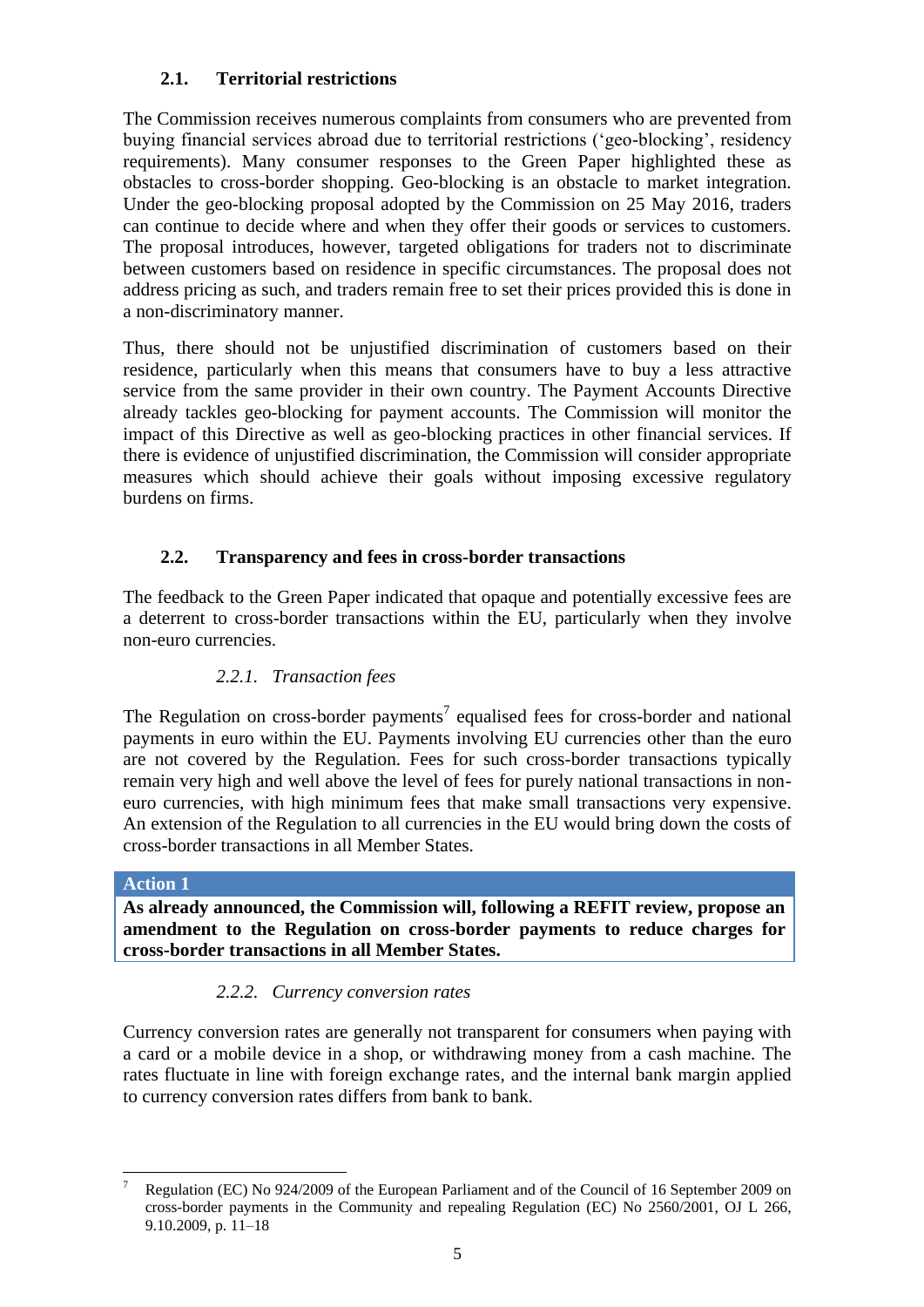### 2.1. Territorial restrictions

The Commission receives numerous complaints from consumers who are prevented from buying financial services abroad due to territorial restrictions ('geo-blocking', residency requirements). Many consumer responses to the Green Paper highlighted these as obstacles to cross-border shopping. Geo-blocking is an obstacle to market integration. Under the geo-blocking proposal adopted by the Commission on 25 May 2016, traders can continue to decide where and when they offer their goods or services to customers. The proposal introduces, however, targeted obligations for traders not to discriminate between customers based on residence in specific circumstances. The proposal does not address pricing as such, and traders remain free to set their prices provided this is done in a non-discriminatory manner.

Thus, there should not be unjustified discrimination of customers based on their residence, particularly when this means that consumers have to buy a less attractive service from the same provider in their own country. The Payment Accounts Directive already tackles geo-blocking for payment accounts. The Commission will monitor the impact of this Directive as well as geo-blocking practices in other financial services. If there is evidence of unjustified discrimination, the Commission will consider appropriate measures which should achieve their goals without imposing excessive regulatory burdens on firms.

### 2.2. Transparency and fees in cross-border transactions

The feedback to the Green Paper indicated that opaque and potentially excessive fees are a deterrent to cross-border transactions within the EU, particularly when they involve non-euro currencies.

#### *2.2.1. Transaction fees*

The Regulation on cross-border payments[7] equalised fees for cross-border and national payments in euro within the EU. Payments involving EU currencies other than the euro are not covered by the Regulation. Fees for such cross-border transactions typically remain very high and well above the level of fees for purely national transactions in non-euro currencies, with high minimum fees that make small transactions very expensive. An extension of the Regulation to all currencies in the EU would bring down the costs of cross-border transactions in all Member States.

**Action 1**

**As already announced, the Commission will, following a REFIT review, propose an amendment to the Regulation on cross-border payments to reduce charges for cross-border transactions in all Member States.**

#### *2.2.2. Currency conversion rates*

Currency conversion rates are generally not transparent for consumers when paying with a card or a mobile device in a shop, or withdrawing money from a cash machine. The rates fluctuate in line with foreign exchange rates, and the internal bank margin applied to currency conversion rates differs from bank to bank.

---

[7] Regulation (EC) No 924/2009 of the European Parliament and of the Council of 16 September 2009 on cross-border payments in the Community and repealing Regulation (EC) No 2560/2001, OJ L 266, 9.10.2009, p. 11–18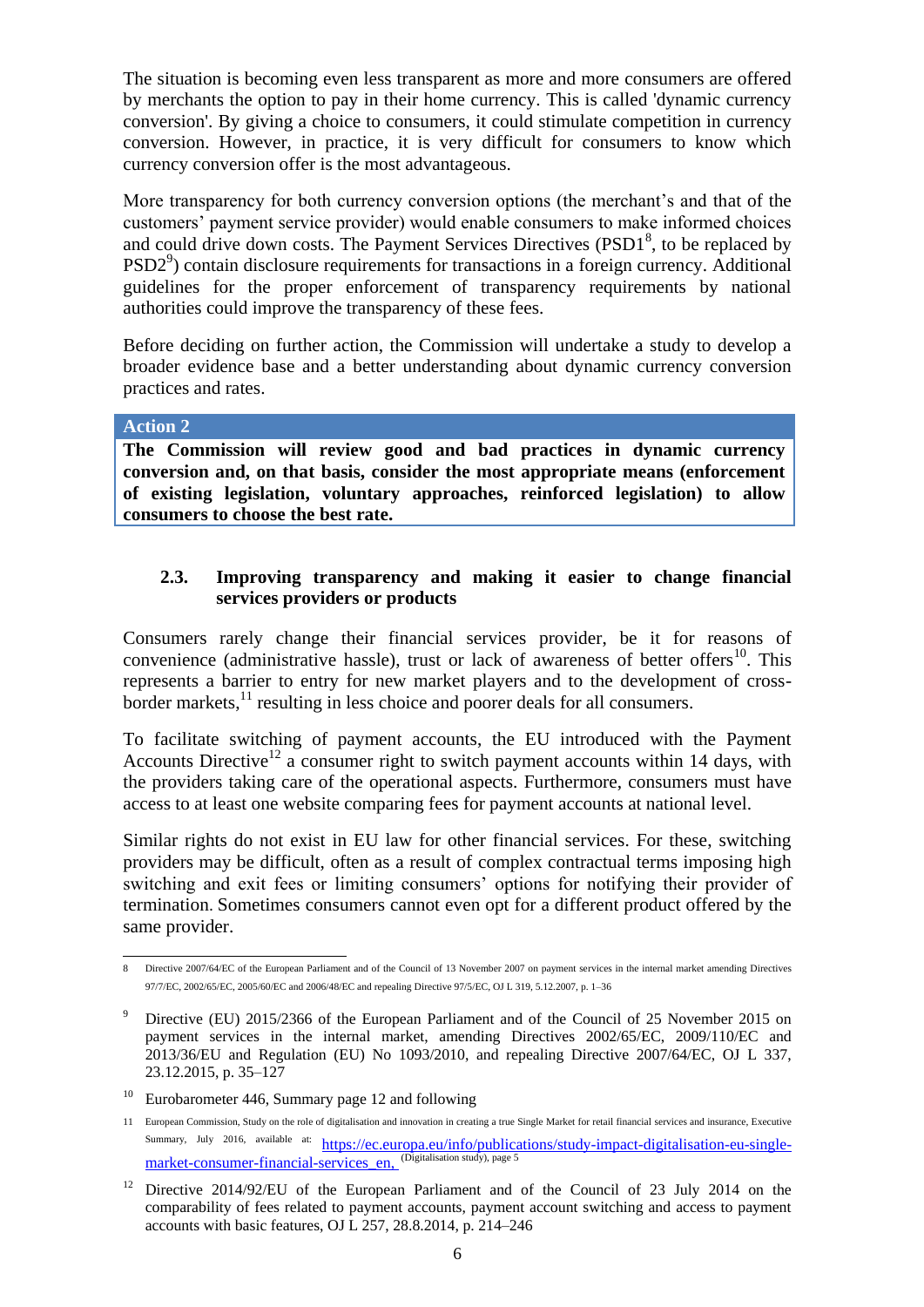The situation is becoming even less transparent as more and more consumers are offered by merchants the option to pay in their home currency. This is called 'dynamic currency conversion'. By giving a choice to consumers, it could stimulate competition in currency conversion. However, in practice, it is very difficult for consumers to know which currency conversion offer is the most advantageous.

More transparency for both currency conversion options (the merchant's and that of the customers' payment service provider) would enable consumers to make informed choices and could drive down costs. The Payment Services Directives (PSD1[8], to be replaced by PSD2[9]) contain disclosure requirements for transactions in a foreign currency. Additional guidelines for the proper enforcement of transparency requirements by national authorities could improve the transparency of these fees.

Before deciding on further action, the Commission will undertake a study to develop a broader evidence base and a better understanding about dynamic currency conversion practices and rates.

**Action 2**

**The Commission will review good and bad practices in dynamic currency conversion and, on that basis, consider the most appropriate means (enforcement of existing legislation, voluntary approaches, reinforced legislation) to allow consumers to choose the best rate.**

### 2.3. Improving transparency and making it easier to change financial services providers or products

Consumers rarely change their financial services provider, be it for reasons of convenience (administrative hassle), trust or lack of awareness of better offers[10]. This represents a barrier to entry for new market players and to the development of cross-border markets,[11] resulting in less choice and poorer deals for all consumers.

To facilitate switching of payment accounts, the EU introduced with the Payment Accounts Directive[12] a consumer right to switch payment accounts within 14 days, with the providers taking care of the operational aspects. Furthermore, consumers must have access to at least one website comparing fees for payment accounts at national level.

Similar rights do not exist in EU law for other financial services. For these, switching providers may be difficult, often as a result of complex contractual terms imposing high switching and exit fees or limiting consumers' options for notifying their provider of termination. Sometimes consumers cannot even opt for a different product offered by the same provider.

---

8 Directive 2007/64/EC of the European Parliament and of the Council of 13 November 2007 on payment services in the internal market amending Directives 97/7/EC, 2002/65/EC, 2005/60/EC and 2006/48/EC and repealing Directive 97/5/EC, OJ L 319, 5.12.2007, p. 1–36

9 Directive (EU) 2015/2366 of the European Parliament and of the Council of 25 November 2015 on payment services in the internal market, amending Directives 2002/65/EC, 2009/110/EC and 2013/36/EU and Regulation (EU) No 1093/2010, and repealing Directive 2007/64/EC, OJ L 337, 23.12.2015, p. 35–127

10 Eurobarometer 446, Summary page 12 and following

11 European Commission, Study on the role of digitalisation and innovation in creating a true Single Market for retail financial services and insurance, Executive Summary, July 2016, available at: https://ec.europa.eu/info/publications/study-impact-digitalisation-eu-single-market-consumer-financial-services_en, (Digitalisation study), page 5

12 Directive 2014/92/EU of the European Parliament and of the Council of 23 July 2014 on the comparability of fees related to payment accounts, payment account switching and access to payment accounts with basic features, OJ L 257, 28.8.2014, p. 214–246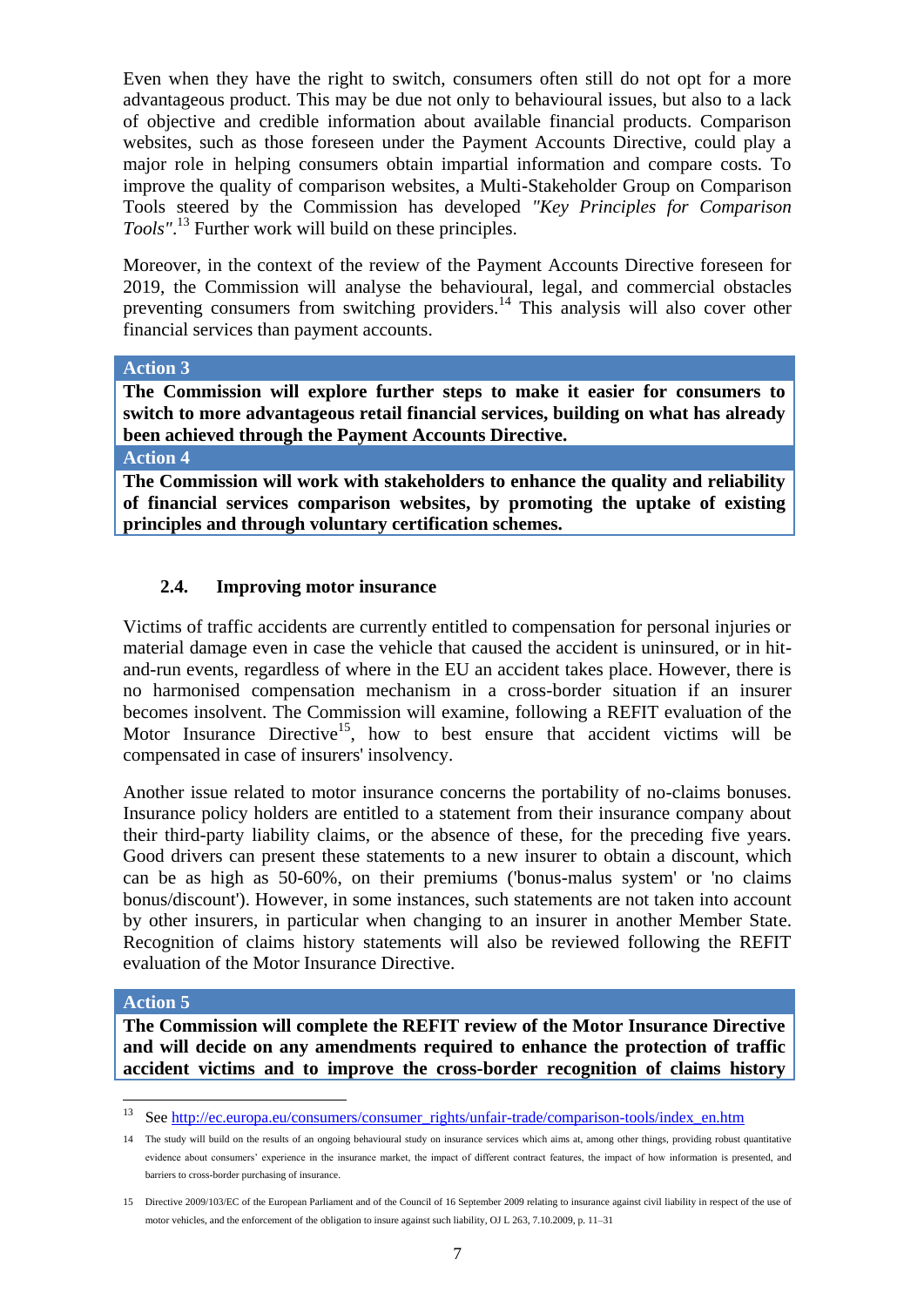Even when they have the right to switch, consumers often still do not opt for a more advantageous product. This may be due not only to behavioural issues, but also to a lack of objective and credible information about available financial products. Comparison websites, such as those foreseen under the Payment Accounts Directive, could play a major role in helping consumers obtain impartial information and compare costs. To improve the quality of comparison websites, a Multi-Stakeholder Group on Comparison Tools steered by the Commission has developed *"Key Principles for Comparison Tools"*.[13] Further work will build on these principles.

Moreover, in the context of the review of the Payment Accounts Directive foreseen for 2019, the Commission will analyse the behavioural, legal, and commercial obstacles preventing consumers from switching providers.[14] This analysis will also cover other financial services than payment accounts.

**Action 3**

**The Commission will explore further steps to make it easier for consumers to switch to more advantageous retail financial services, building on what has already been achieved through the Payment Accounts Directive.**

**Action 4**

**The Commission will work with stakeholders to enhance the quality and reliability of financial services comparison websites, by promoting the uptake of existing principles and through voluntary certification schemes.**

### 2.4. Improving motor insurance

Victims of traffic accidents are currently entitled to compensation for personal injuries or material damage even in case the vehicle that caused the accident is uninsured, or in hit-and-run events, regardless of where in the EU an accident takes place. However, there is no harmonised compensation mechanism in a cross-border situation if an insurer becomes insolvent. The Commission will examine, following a REFIT evaluation of the Motor Insurance Directive[15], how to best ensure that accident victims will be compensated in case of insurers' insolvency.

Another issue related to motor insurance concerns the portability of no-claims bonuses. Insurance policy holders are entitled to a statement from their insurance company about their third-party liability claims, or the absence of these, for the preceding five years. Good drivers can present these statements to a new insurer to obtain a discount, which can be as high as 50-60%, on their premiums ('bonus-malus system' or 'no claims bonus/discount'). However, in some instances, such statements are not taken into account by other insurers, in particular when changing to an insurer in another Member State. Recognition of claims history statements will also be reviewed following the REFIT evaluation of the Motor Insurance Directive.

**Action 5**

**The Commission will complete the REFIT review of the Motor Insurance Directive and will decide on any amendments required to enhance the protection of traffic accident victims and to improve the cross-border recognition of claims history**

---

[13] See http://ec.europa.eu/consumers/consumer_rights/unfair-trade/comparison-tools/index_en.htm

[14] The study will build on the results of an ongoing behavioural study on insurance services which aims at, among other things, providing robust quantitative evidence about consumers' experience in the insurance market, the impact of different contract features, the impact of how information is presented, and barriers to cross-border purchasing of insurance.

[15] Directive 2009/103/EC of the European Parliament and of the Council of 16 September 2009 relating to insurance against civil liability in respect of the use of motor vehicles, and the enforcement of the obligation to insure against such liability, OJ L 263, 7.10.2009, p. 11–31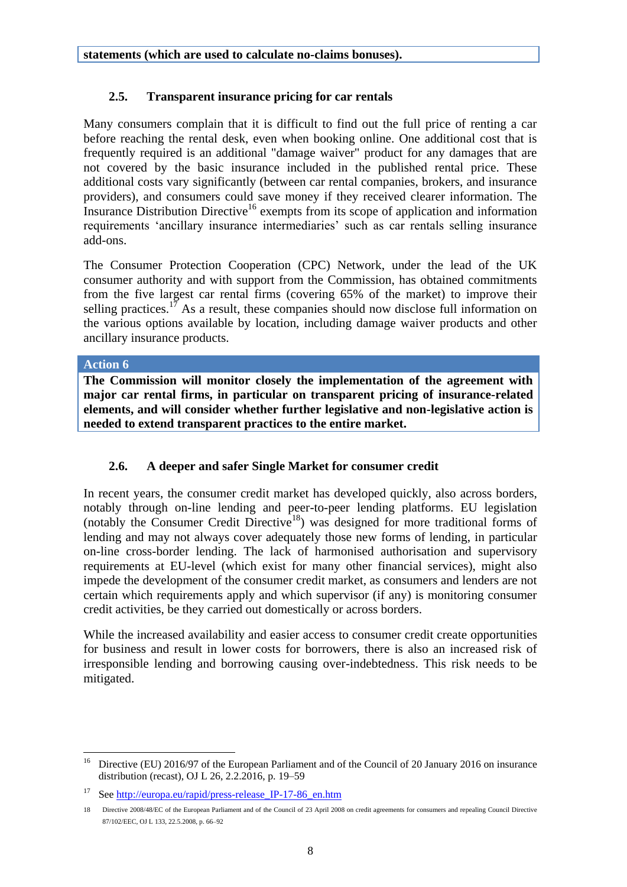**statements (which are used to calculate no-claims bonuses).**

### 2.5. Transparent insurance pricing for car rentals

Many consumers complain that it is difficult to find out the full price of renting a car before reaching the rental desk, even when booking online. One additional cost that is frequently required is an additional "damage waiver" product for any damages that are not covered by the basic insurance included in the published rental price. These additional costs vary significantly (between car rental companies, brokers, and insurance providers), and consumers could save money if they received clearer information. The Insurance Distribution Directive[16] exempts from its scope of application and information requirements 'ancillary insurance intermediaries' such as car rentals selling insurance add-ons.

The Consumer Protection Cooperation (CPC) Network, under the lead of the UK consumer authority and with support from the Commission, has obtained commitments from the five largest car rental firms (covering 65% of the market) to improve their selling practices.[17] As a result, these companies should now disclose full information on the various options available by location, including damage waiver products and other ancillary insurance products.

**Action 6**

**The Commission will monitor closely the implementation of the agreement with major car rental firms, in particular on transparent pricing of insurance-related elements, and will consider whether further legislative and non-legislative action is needed to extend transparent practices to the entire market.**

### 2.6. A deeper and safer Single Market for consumer credit

In recent years, the consumer credit market has developed quickly, also across borders, notably through on-line lending and peer-to-peer lending platforms. EU legislation (notably the Consumer Credit Directive[18]) was designed for more traditional forms of lending and may not always cover adequately those new forms of lending, in particular on-line cross-border lending. The lack of harmonised authorisation and supervisory requirements at EU-level (which exist for many other financial services), might also impede the development of the consumer credit market, as consumers and lenders are not certain which requirements apply and which supervisor (if any) is monitoring consumer credit activities, be they carried out domestically or across borders.

While the increased availability and easier access to consumer credit create opportunities for business and result in lower costs for borrowers, there is also an increased risk of irresponsible lending and borrowing causing over-indebtedness. This risk needs to be mitigated.

---

[16] Directive (EU) 2016/97 of the European Parliament and of the Council of 20 January 2016 on insurance distribution (recast), OJ L 26, 2.2.2016, p. 19–59

[17] See http://europa.eu/rapid/press-release_IP-17-86_en.htm

[18] Directive 2008/48/EC of the European Parliament and of the Council of 23 April 2008 on credit agreements for consumers and repealing Council Directive 87/102/EEC, OJ L 133, 22.5.2008, p. 66–92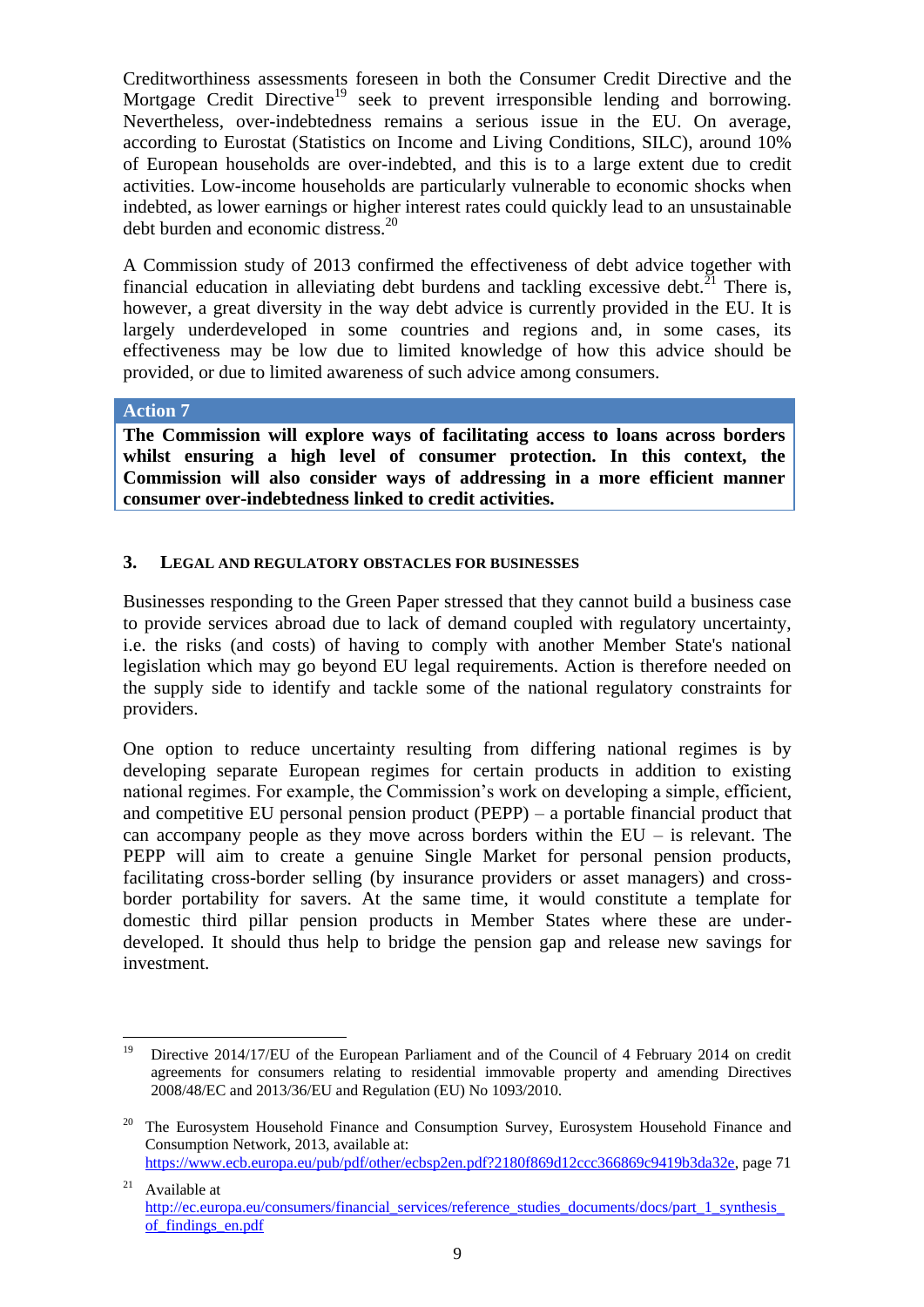Creditworthiness assessments foreseen in both the Consumer Credit Directive and the Mortgage Credit Directive[19] seek to prevent irresponsible lending and borrowing. Nevertheless, over-indebtedness remains a serious issue in the EU. On average, according to Eurostat (Statistics on Income and Living Conditions, SILC), around 10% of European households are over-indebted, and this is to a large extent due to credit activities. Low-income households are particularly vulnerable to economic shocks when indebted, as lower earnings or higher interest rates could quickly lead to an unsustainable debt burden and economic distress.[20]

A Commission study of 2013 confirmed the effectiveness of debt advice together with financial education in alleviating debt burdens and tackling excessive debt.[21] There is, however, a great diversity in the way debt advice is currently provided in the EU. It is largely underdeveloped in some countries and regions and, in some cases, its effectiveness may be low due to limited knowledge of how this advice should be provided, or due to limited awareness of such advice among consumers.

| Action 7 |
|---|
| **The Commission will explore ways of facilitating access to loans across borders whilst ensuring a high level of consumer protection. In this context, the Commission will also consider ways of addressing in a more efficient manner consumer over-indebtedness linked to credit activities.** |

## 3. Legal and Regulatory Obstacles for Businesses

Businesses responding to the Green Paper stressed that they cannot build a business case to provide services abroad due to lack of demand coupled with regulatory uncertainty, i.e. the risks (and costs) of having to comply with another Member State's national legislation which may go beyond EU legal requirements. Action is therefore needed on the supply side to identify and tackle some of the national regulatory constraints for providers.

One option to reduce uncertainty resulting from differing national regimes is by developing separate European regimes for certain products in addition to existing national regimes. For example, the Commission's work on developing a simple, efficient, and competitive EU personal pension product (PEPP) – a portable financial product that can accompany people as they move across borders within the EU – is relevant. The PEPP will aim to create a genuine Single Market for personal pension products, facilitating cross-border selling (by insurance providers or asset managers) and cross-border portability for savers. At the same time, it would constitute a template for domestic third pillar pension products in Member States where these are under-developed. It should thus help to bridge the pension gap and release new savings for investment.

---

[19] Directive 2014/17/EU of the European Parliament and of the Council of 4 February 2014 on credit agreements for consumers relating to residential immovable property and amending Directives 2008/48/EC and 2013/36/EU and Regulation (EU) No 1093/2010.

[20] The Eurosystem Household Finance and Consumption Survey, Eurosystem Household Finance and Consumption Network, 2013, available at: https://www.ecb.europa.eu/pub/pdf/other/ecbsp2en.pdf?2180f869d12ccc366869c9419b3da32e, page 71

[21] Available at http://ec.europa.eu/consumers/financial_services/reference_studies_documents/docs/part_1_synthesis_of_findings_en.pdf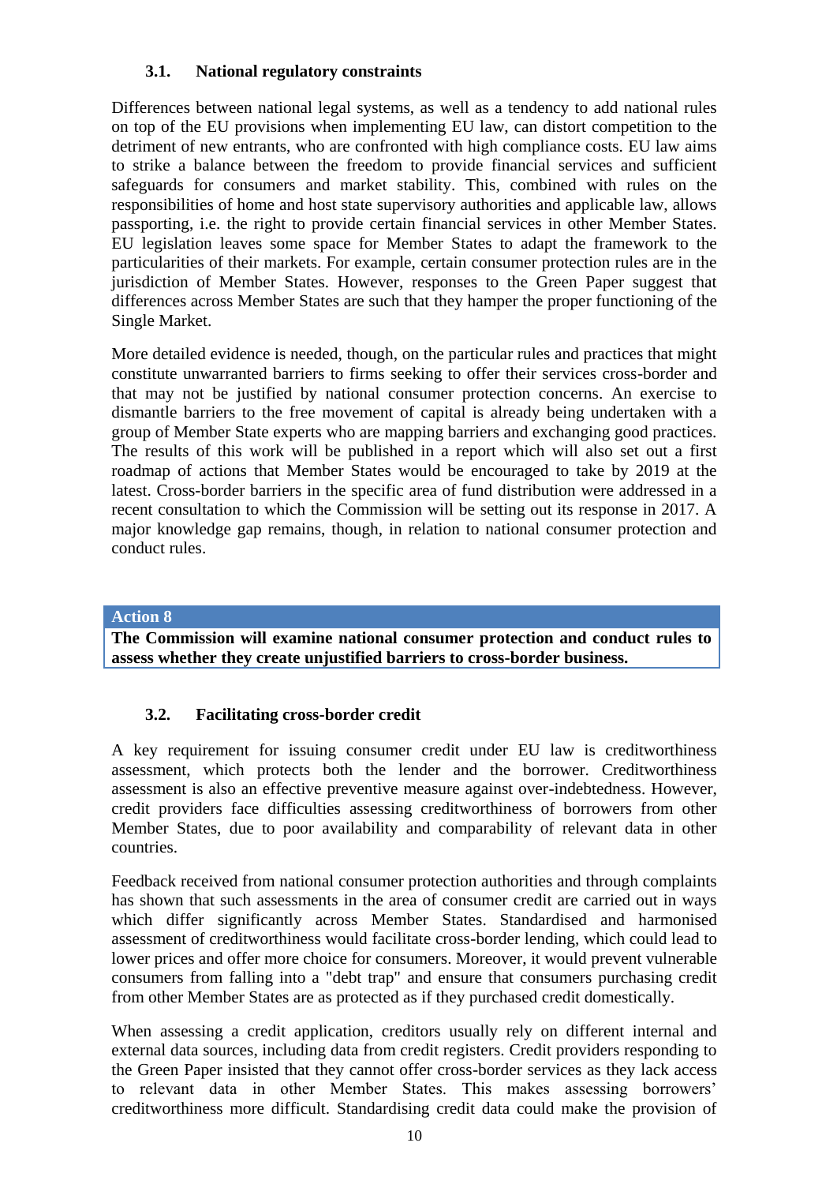### 3.1. National regulatory constraints

Differences between national legal systems, as well as a tendency to add national rules on top of the EU provisions when implementing EU law, can distort competition to the detriment of new entrants, who are confronted with high compliance costs. EU law aims to strike a balance between the freedom to provide financial services and sufficient safeguards for consumers and market stability. This, combined with rules on the responsibilities of home and host state supervisory authorities and applicable law, allows passporting, i.e. the right to provide certain financial services in other Member States. EU legislation leaves some space for Member States to adapt the framework to the particularities of their markets. For example, certain consumer protection rules are in the jurisdiction of Member States. However, responses to the Green Paper suggest that differences across Member States are such that they hamper the proper functioning of the Single Market.

More detailed evidence is needed, though, on the particular rules and practices that might constitute unwarranted barriers to firms seeking to offer their services cross-border and that may not be justified by national consumer protection concerns. An exercise to dismantle barriers to the free movement of capital is already being undertaken with a group of Member State experts who are mapping barriers and exchanging good practices. The results of this work will be published in a report which will also set out a first roadmap of actions that Member States would be encouraged to take by 2019 at the latest. Cross-border barriers in the specific area of fund distribution were addressed in a recent consultation to which the Commission will be setting out its response in 2017. A major knowledge gap remains, though, in relation to national consumer protection and conduct rules.

**Action 8**

**The Commission will examine national consumer protection and conduct rules to assess whether they create unjustified barriers to cross-border business.**

### 3.2. Facilitating cross-border credit

A key requirement for issuing consumer credit under EU law is creditworthiness assessment, which protects both the lender and the borrower. Creditworthiness assessment is also an effective preventive measure against over-indebtedness. However, credit providers face difficulties assessing creditworthiness of borrowers from other Member States, due to poor availability and comparability of relevant data in other countries.

Feedback received from national consumer protection authorities and through complaints has shown that such assessments in the area of consumer credit are carried out in ways which differ significantly across Member States. Standardised and harmonised assessment of creditworthiness would facilitate cross-border lending, which could lead to lower prices and offer more choice for consumers. Moreover, it would prevent vulnerable consumers from falling into a "debt trap" and ensure that consumers purchasing credit from other Member States are as protected as if they purchased credit domestically.

When assessing a credit application, creditors usually rely on different internal and external data sources, including data from credit registers. Credit providers responding to the Green Paper insisted that they cannot offer cross-border services as they lack access to relevant data in other Member States. This makes assessing borrowers' creditworthiness more difficult. Standardising credit data could make the provision of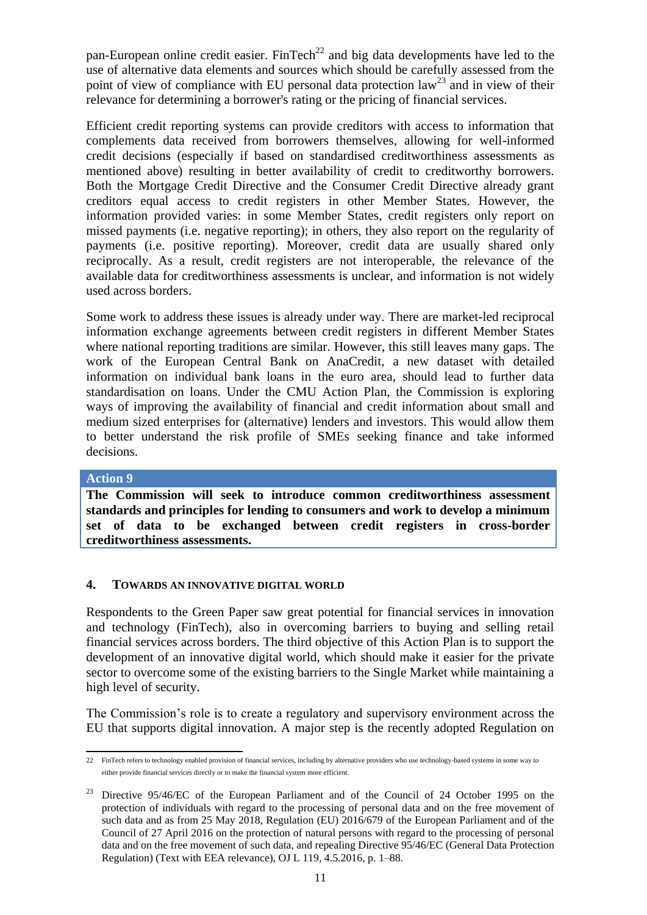pan-European online credit easier. FinTech[22] and big data developments have led to the use of alternative data elements and sources which should be carefully assessed from the point of view of compliance with EU personal data protection law[23] and in view of their relevance for determining a borrower's rating or the pricing of financial services.

Efficient credit reporting systems can provide creditors with access to information that complements data received from borrowers themselves, allowing for well-informed credit decisions (especially if based on standardised creditworthiness assessments as mentioned above) resulting in better availability of credit to creditworthy borrowers. Both the Mortgage Credit Directive and the Consumer Credit Directive already grant creditors equal access to credit registers in other Member States. However, the information provided varies: in some Member States, credit registers only report on missed payments (i.e. negative reporting); in others, they also report on the regularity of payments (i.e. positive reporting). Moreover, credit data are usually shared only reciprocally. As a result, credit registers are not interoperable, the relevance of the available data for creditworthiness assessments is unclear, and information is not widely used across borders.

Some work to address these issues is already under way. There are market-led reciprocal information exchange agreements between credit registers in different Member States where national reporting traditions are similar. However, this still leaves many gaps. The work of the European Central Bank on AnaCredit, a new dataset with detailed information on individual bank loans in the euro area, should lead to further data standardisation on loans. Under the CMU Action Plan, the Commission is exploring ways of improving the availability of financial and credit information about small and medium sized enterprises for (alternative) lenders and investors. This would allow them to better understand the risk profile of SMEs seeking finance and take informed decisions.

**Action 9**

**The Commission will seek to introduce common creditworthiness assessment standards and principles for lending to consumers and work to develop a minimum set of data to be exchanged between credit registers in cross-border creditworthiness assessments.**

## 4. Towards an innovative digital world

Respondents to the Green Paper saw great potential for financial services in innovation and technology (FinTech), also in overcoming barriers to buying and selling retail financial services across borders. The third objective of this Action Plan is to support the development of an innovative digital world, which should make it easier for the private sector to overcome some of the existing barriers to the Single Market while maintaining a high level of security.

The Commission's role is to create a regulatory and supervisory environment across the EU that supports digital innovation. A major step is the recently adopted Regulation on

---

[22] FinTech refers to technology enabled provision of financial services, including by alternative providers who use technology-based systems in some way to either provide financial services directly or to make the financial system more efficient.

[23] Directive 95/46/EC of the European Parliament and of the Council of 24 October 1995 on the protection of individuals with regard to the processing of personal data and on the free movement of such data and as from 25 May 2018, Regulation (EU) 2016/679 of the European Parliament and of the Council of 27 April 2016 on the protection of natural persons with regard to the processing of personal data and on the free movement of such data, and repealing Directive 95/46/EC (General Data Protection Regulation) (Text with EEA relevance), OJ L 119, 4.5.2016, p. 1–88.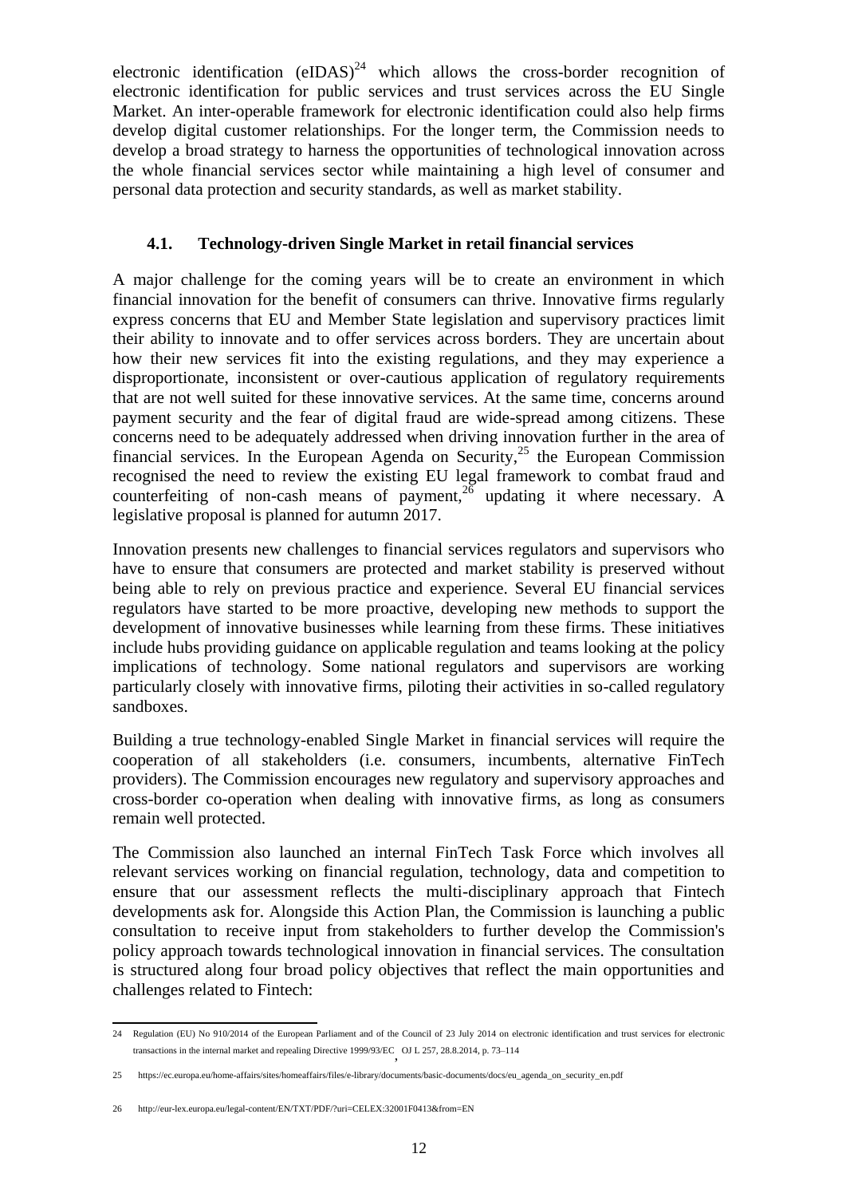electronic identification (eIDAS)[24] which allows the cross-border recognition of electronic identification for public services and trust services across the EU Single Market. An inter-operable framework for electronic identification could also help firms develop digital customer relationships. For the longer term, the Commission needs to develop a broad strategy to harness the opportunities of technological innovation across the whole financial services sector while maintaining a high level of consumer and personal data protection and security standards, as well as market stability.

### 4.1. Technology-driven Single Market in retail financial services

A major challenge for the coming years will be to create an environment in which financial innovation for the benefit of consumers can thrive. Innovative firms regularly express concerns that EU and Member State legislation and supervisory practices limit their ability to innovate and to offer services across borders. They are uncertain about how their new services fit into the existing regulations, and they may experience a disproportionate, inconsistent or over-cautious application of regulatory requirements that are not well suited for these innovative services. At the same time, concerns around payment security and the fear of digital fraud are wide-spread among citizens. These concerns need to be adequately addressed when driving innovation further in the area of financial services. In the European Agenda on Security,[25] the European Commission recognised the need to review the existing EU legal framework to combat fraud and counterfeiting of non-cash means of payment,[26] updating it where necessary. A legislative proposal is planned for autumn 2017.

Innovation presents new challenges to financial services regulators and supervisors who have to ensure that consumers are protected and market stability is preserved without being able to rely on previous practice and experience. Several EU financial services regulators have started to be more proactive, developing new methods to support the development of innovative businesses while learning from these firms. These initiatives include hubs providing guidance on applicable regulation and teams looking at the policy implications of technology. Some national regulators and supervisors are working particularly closely with innovative firms, piloting their activities in so-called regulatory sandboxes.

Building a true technology-enabled Single Market in financial services will require the cooperation of all stakeholders (i.e. consumers, incumbents, alternative FinTech providers). The Commission encourages new regulatory and supervisory approaches and cross-border co-operation when dealing with innovative firms, as long as consumers remain well protected.

The Commission also launched an internal FinTech Task Force which involves all relevant services working on financial regulation, technology, data and competition to ensure that our assessment reflects the multi-disciplinary approach that Fintech developments ask for. Alongside this Action Plan, the Commission is launching a public consultation to receive input from stakeholders to further develop the Commission's policy approach towards technological innovation in financial services. The consultation is structured along four broad policy objectives that reflect the main opportunities and challenges related to Fintech:

---

24 Regulation (EU) No 910/2014 of the European Parliament and of the Council of 23 July 2014 on electronic identification and trust services for electronic transactions in the internal market and repealing Directive 1999/93/EC, OJ L 257, 28.8.2014, p. 73–114

25 https://ec.europa.eu/home-affairs/sites/homeaffairs/files/e-library/documents/basic-documents/docs/eu_agenda_on_security_en.pdf

26 http://eur-lex.europa.eu/legal-content/EN/TXT/PDF/?uri=CELEX:32001F0413&from=EN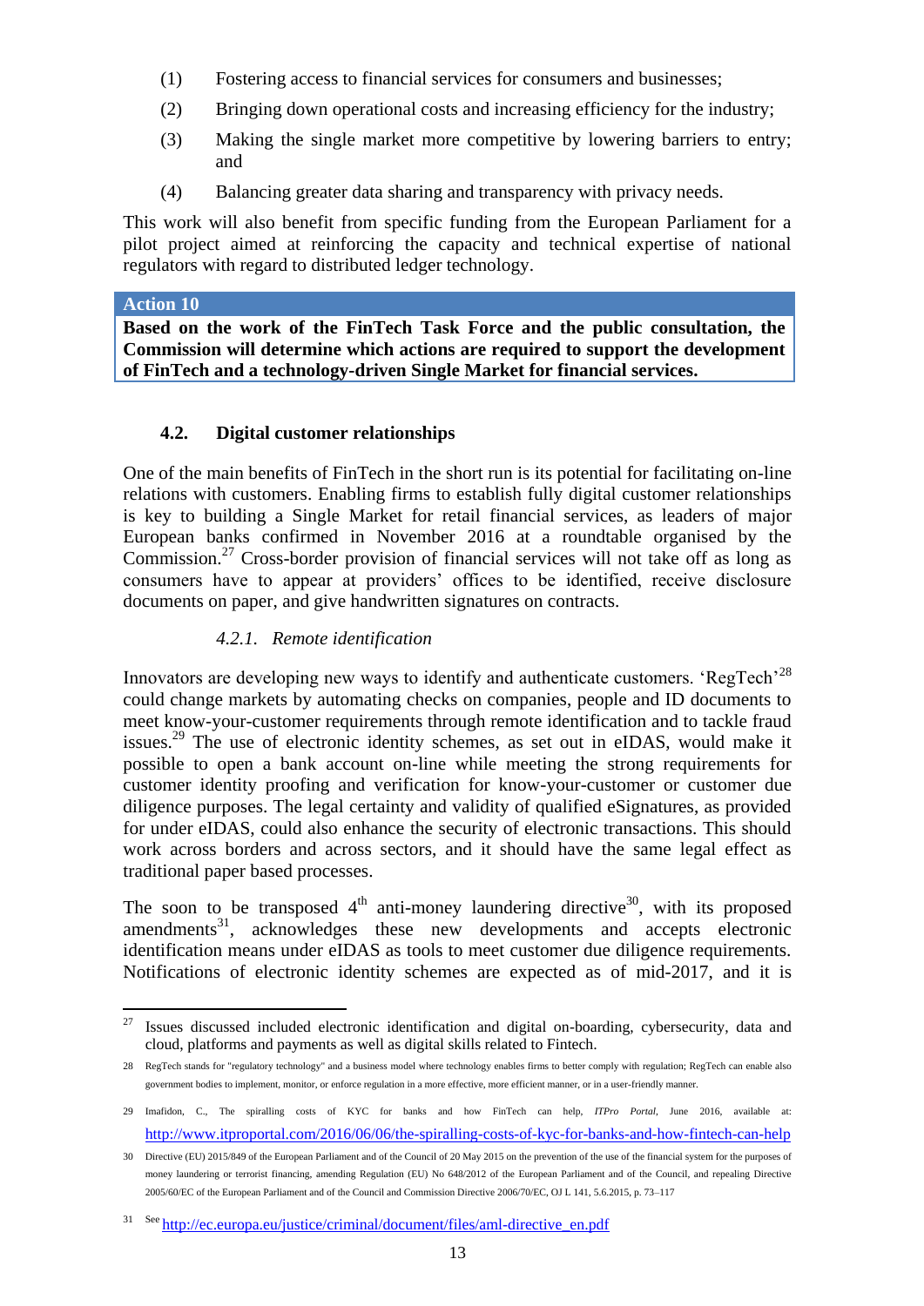(1) Fostering access to financial services for consumers and businesses;

(2) Bringing down operational costs and increasing efficiency for the industry;

(3) Making the single market more competitive by lowering barriers to entry; and

(4) Balancing greater data sharing and transparency with privacy needs.

This work will also benefit from specific funding from the European Parliament for a pilot project aimed at reinforcing the capacity and technical expertise of national regulators with regard to distributed ledger technology.

**Action 10**

**Based on the work of the FinTech Task Force and the public consultation, the Commission will determine which actions are required to support the development of FinTech and a technology-driven Single Market for financial services.**

### 4.2. Digital customer relationships

One of the main benefits of FinTech in the short run is its potential for facilitating on-line relations with customers. Enabling firms to establish fully digital customer relationships is key to building a Single Market for retail financial services, as leaders of major European banks confirmed in November 2016 at a roundtable organised by the Commission.[27] Cross-border provision of financial services will not take off as long as consumers have to appear at providers' offices to be identified, receive disclosure documents on paper, and give handwritten signatures on contracts.

#### *4.2.1. Remote identification*

Innovators are developing new ways to identify and authenticate customers. 'RegTech'[28] could change markets by automating checks on companies, people and ID documents to meet know-your-customer requirements through remote identification and to tackle fraud issues.[29] The use of electronic identity schemes, as set out in eIDAS, would make it possible to open a bank account on-line while meeting the strong requirements for customer identity proofing and verification for know-your-customer or customer due diligence purposes. The legal certainty and validity of qualified eSignatures, as provided for under eIDAS, could also enhance the security of electronic transactions. This should work across borders and across sectors, and it should have the same legal effect as traditional paper based processes.

The soon to be transposed 4$^{th}$ anti-money laundering directive[30], with its proposed amendments[31], acknowledges these new developments and accepts electronic identification means under eIDAS as tools to meet customer due diligence requirements. Notifications of electronic identity schemes are expected as of mid-2017, and it is

---

[27] Issues discussed included electronic identification and digital on-boarding, cybersecurity, data and cloud, platforms and payments as well as digital skills related to Fintech.

[28] RegTech stands for "regulatory technology" and a business model where technology enables firms to better comply with regulation; RegTech can enable also government bodies to implement, monitor, or enforce regulation in a more effective, more efficient manner, or in a user-friendly manner.

[29] Imafidon, C., The spiralling costs of KYC for banks and how FinTech can help, *ITPro Portal*, June 2016, available at: http://www.itproportal.com/2016/06/06/the-spiralling-costs-of-kyc-for-banks-and-how-fintech-can-help

[30] Directive (EU) 2015/849 of the European Parliament and of the Council of 20 May 2015 on the prevention of the use of the financial system for the purposes of money laundering or terrorist financing, amending Regulation (EU) No 648/2012 of the European Parliament and of the Council, and repealing Directive 2005/60/EC of the European Parliament and of the Council and Commission Directive 2006/70/EC, OJ L 141, 5.6.2015, p. 73–117

[31] See http://ec.europa.eu/justice/criminal/document/files/aml-directive_en.pdf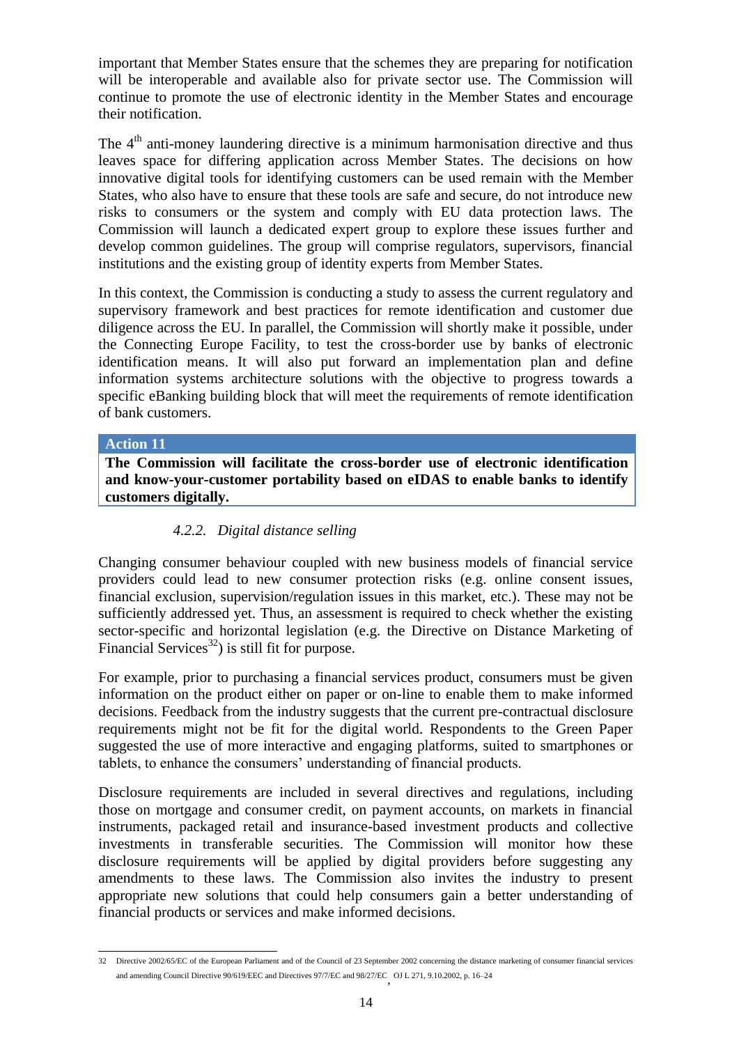important that Member States ensure that the schemes they are preparing for notification will be interoperable and available also for private sector use. The Commission will continue to promote the use of electronic identity in the Member States and encourage their notification.

The 4[th] anti-money laundering directive is a minimum harmonisation directive and thus leaves space for differing application across Member States. The decisions on how innovative digital tools for identifying customers can be used remain with the Member States, who also have to ensure that these tools are safe and secure, do not introduce new risks to consumers or the system and comply with EU data protection laws. The Commission will launch a dedicated expert group to explore these issues further and develop common guidelines. The group will comprise regulators, supervisors, financial institutions and the existing group of identity experts from Member States.

In this context, the Commission is conducting a study to assess the current regulatory and supervisory framework and best practices for remote identification and customer due diligence across the EU. In parallel, the Commission will shortly make it possible, under the Connecting Europe Facility, to test the cross-border use by banks of electronic identification means. It will also put forward an implementation plan and define information systems architecture solutions with the objective to progress towards a specific eBanking building block that will meet the requirements of remote identification of bank customers.

| **Action 11** |
| --- |
| **The Commission will facilitate the cross-border use of electronic identification and know-your-customer portability based on eIDAS to enable banks to identify customers digitally.** |

### *4.2.2. Digital distance selling*

Changing consumer behaviour coupled with new business models of financial service providers could lead to new consumer protection risks (e.g. online consent issues, financial exclusion, supervision/regulation issues in this market, etc.). These may not be sufficiently addressed yet. Thus, an assessment is required to check whether the existing sector-specific and horizontal legislation (e.g. the Directive on Distance Marketing of Financial Services[32]) is still fit for purpose.

For example, prior to purchasing a financial services product, consumers must be given information on the product either on paper or on-line to enable them to make informed decisions. Feedback from the industry suggests that the current pre-contractual disclosure requirements might not be fit for the digital world. Respondents to the Green Paper suggested the use of more interactive and engaging platforms, suited to smartphones or tablets, to enhance the consumers' understanding of financial products.

Disclosure requirements are included in several directives and regulations, including those on mortgage and consumer credit, on payment accounts, on markets in financial instruments, packaged retail and insurance-based investment products and collective investments in transferable securities. The Commission will monitor how these disclosure requirements will be applied by digital providers before suggesting any amendments to these laws. The Commission also invites the industry to present appropriate new solutions that could help consumers gain a better understanding of financial products or services and make informed decisions.

---

32 Directive 2002/65/EC of the European Parliament and of the Council of 23 September 2002 concerning the distance marketing of consumer financial services and amending Council Directive 90/619/EEC and Directives 97/7/EC and 98/27/EC, OJ L 271, 9.10.2002, p. 16–24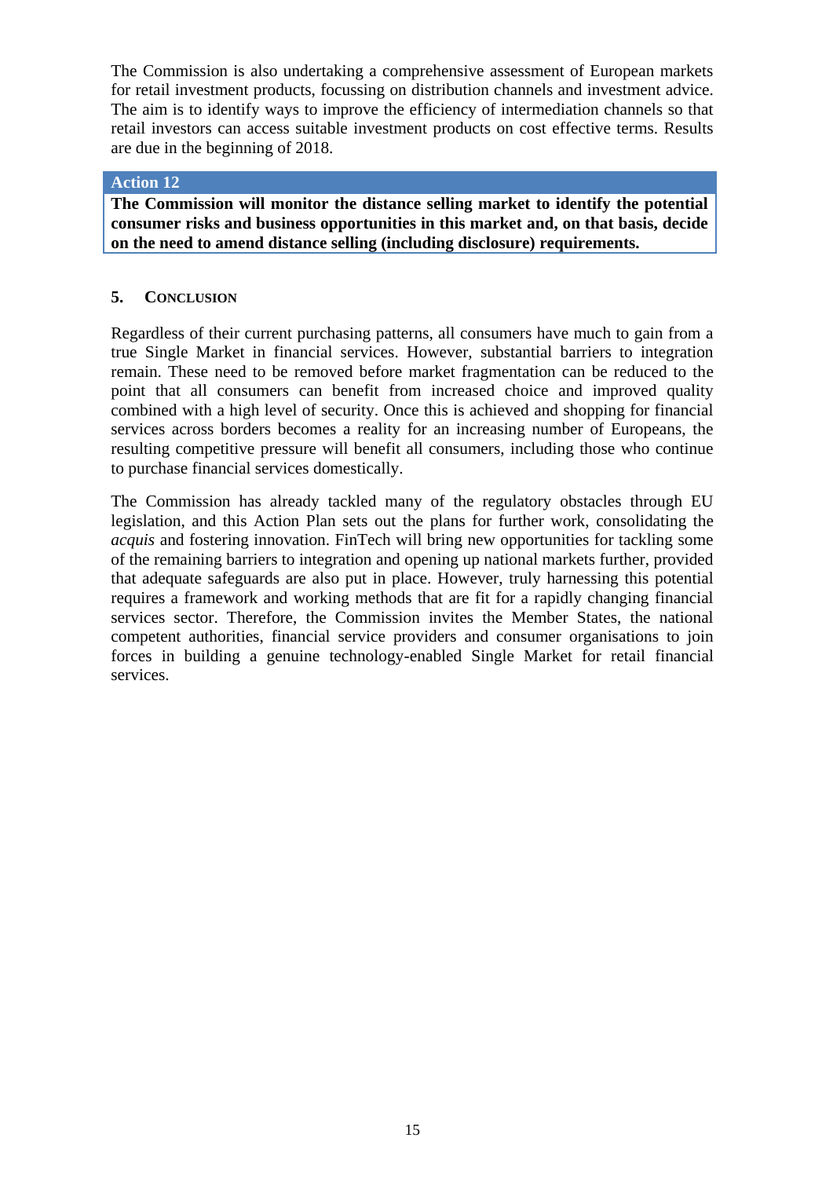The Commission is also undertaking a comprehensive assessment of European markets for retail investment products, focussing on distribution channels and investment advice. The aim is to identify ways to improve the efficiency of intermediation channels so that retail investors can access suitable investment products on cost effective terms. Results are due in the beginning of 2018.

**Action 12**

**The Commission will monitor the distance selling market to identify the potential consumer risks and business opportunities in this market and, on that basis, decide on the need to amend distance selling (including disclosure) requirements.**

## 5. Conclusion

Regardless of their current purchasing patterns, all consumers have much to gain from a true Single Market in financial services. However, substantial barriers to integration remain. These need to be removed before market fragmentation can be reduced to the point that all consumers can benefit from increased choice and improved quality combined with a high level of security. Once this is achieved and shopping for financial services across borders becomes a reality for an increasing number of Europeans, the resulting competitive pressure will benefit all consumers, including those who continue to purchase financial services domestically.

The Commission has already tackled many of the regulatory obstacles through EU legislation, and this Action Plan sets out the plans for further work, consolidating the *acquis* and fostering innovation. FinTech will bring new opportunities for tackling some of the remaining barriers to integration and opening up national markets further, provided that adequate safeguards are also put in place. However, truly harnessing this potential requires a framework and working methods that are fit for a rapidly changing financial services sector. Therefore, the Commission invites the Member States, the national competent authorities, financial service providers and consumer organisations to join forces in building a genuine technology-enabled Single Market for retail financial services.